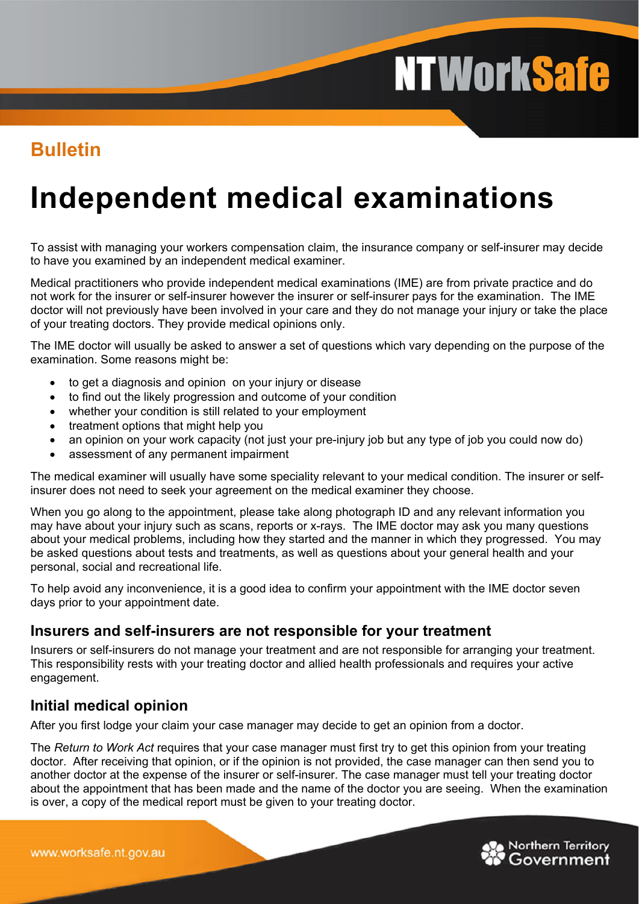**Bulletin**

# Independent medical examinations

To assist with managing your workers compensation claim, the insurance company or self-insurer may decide to have you examined by an independent medical examiner.

Medical practitioners who provide independent medical examinations (IME) are from private practice and do not work for the insurer or self-insurer however the insurer or self-insurer pays for the examination. The IME doctor will not previously have been involved in your care and they do not manage your injury or take the place of your treating doctors. They provide medical opinions only.

The IME doctor will usually be asked to answer a set of questions which vary depending on the purpose of the examination. Some reasons might be:

- to get a diagnosis and opinion on your injury or disease
- to find out the likely progression and outcome of your condition
- whether your condition is still related to your employment
- treatment options that might help you
- an opinion on your work capacity (not just your pre-injury job but any type of job you could now do)
- assessment of any permanent impairment

The medical examiner will usually have some speciality relevant to your medical condition. The insurer or self-insurer does not need to seek your agreement on the medical examiner they choose.

When you go along to the appointment, please take along photograph ID and any relevant information you may have about your injury such as scans, reports or x-rays. The IME doctor may ask you many questions about your medical problems, including how they started and the manner in which they progressed. You may be asked questions about tests and treatments, as well as questions about your general health and your personal, social and recreational life.

To help avoid any inconvenience, it is a good idea to confirm your appointment with the IME doctor seven days prior to your appointment date.

## Insurers and self-insurers are not responsible for your treatment

Insurers or self-insurers do not manage your treatment and are not responsible for arranging your treatment. This responsibility rests with your treating doctor and allied health professionals and requires your active engagement.

## Initial medical opinion

After you first lodge your claim your case manager may decide to get an opinion from a doctor.

The *Return to Work Act* requires that your case manager must first try to get this opinion from your treating doctor. After receiving that opinion, or if the opinion is not provided, the case manager can then send you to another doctor at the expense of the insurer or self-insurer. The case manager must tell your treating doctor about the appointment that has been made and the name of the doctor you are seeing. When the examination is over, a copy of the medical report must be given to your treating doctor.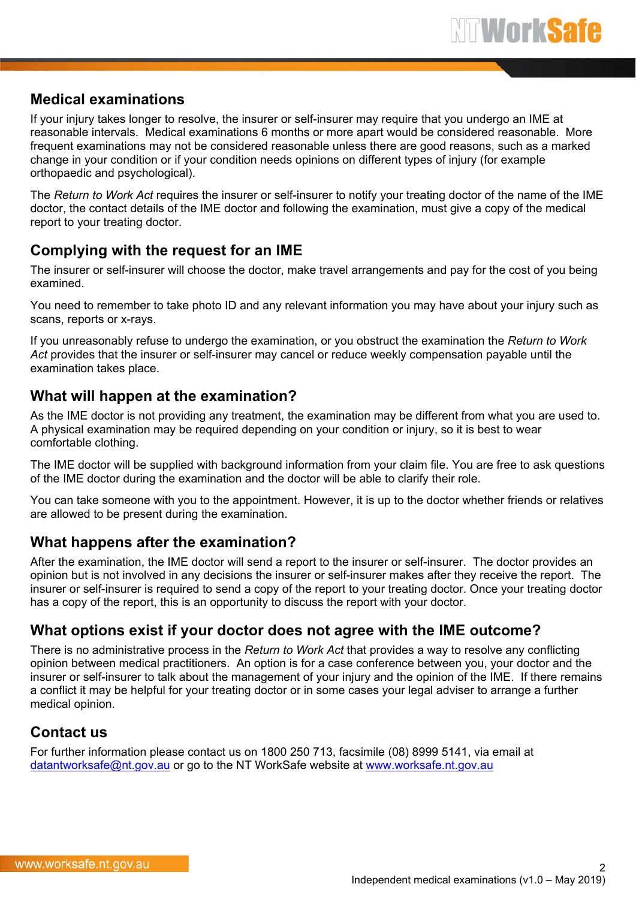## Medical examinations

If your injury takes longer to resolve, the insurer or self-insurer may require that you undergo an IME at reasonable intervals. Medical examinations 6 months or more apart would be considered reasonable. More frequent examinations may not be considered reasonable unless there are good reasons, such as a marked change in your condition or if your condition needs opinions on different types of injury (for example orthopaedic and psychological).

The *Return to Work Act* requires the insurer or self-insurer to notify your treating doctor of the name of the IME doctor, the contact details of the IME doctor and following the examination, must give a copy of the medical report to your treating doctor.

## Complying with the request for an IME

The insurer or self-insurer will choose the doctor, make travel arrangements and pay for the cost of you being examined.

You need to remember to take photo ID and any relevant information you may have about your injury such as scans, reports or x-rays.

If you unreasonably refuse to undergo the examination, or you obstruct the examination the *Return to Work Act* provides that the insurer or self-insurer may cancel or reduce weekly compensation payable until the examination takes place.

## What will happen at the examination?

As the IME doctor is not providing any treatment, the examination may be different from what you are used to. A physical examination may be required depending on your condition or injury, so it is best to wear comfortable clothing.

The IME doctor will be supplied with background information from your claim file. You are free to ask questions of the IME doctor during the examination and the doctor will be able to clarify their role.

You can take someone with you to the appointment. However, it is up to the doctor whether friends or relatives are allowed to be present during the examination.

## What happens after the examination?

After the examination, the IME doctor will send a report to the insurer or self-insurer. The doctor provides an opinion but is not involved in any decisions the insurer or self-insurer makes after they receive the report. The insurer or self-insurer is required to send a copy of the report to your treating doctor. Once your treating doctor has a copy of the report, this is an opportunity to discuss the report with your doctor.

## What options exist if your doctor does not agree with the IME outcome?

There is no administrative process in the *Return to Work Act* that provides a way to resolve any conflicting opinion between medical practitioners. An option is for a case conference between you, your doctor and the insurer or self-insurer to talk about the management of your injury and the opinion of the IME. If there remains a conflict it may be helpful for your treating doctor or in some cases your legal adviser to arrange a further medical opinion.

## Contact us

For further information please contact us on 1800 250 713, facsimile (08) 8999 5141, via email at datantworksafe@nt.gov.au or go to the NT WorkSafe website at www.worksafe.nt.gov.au